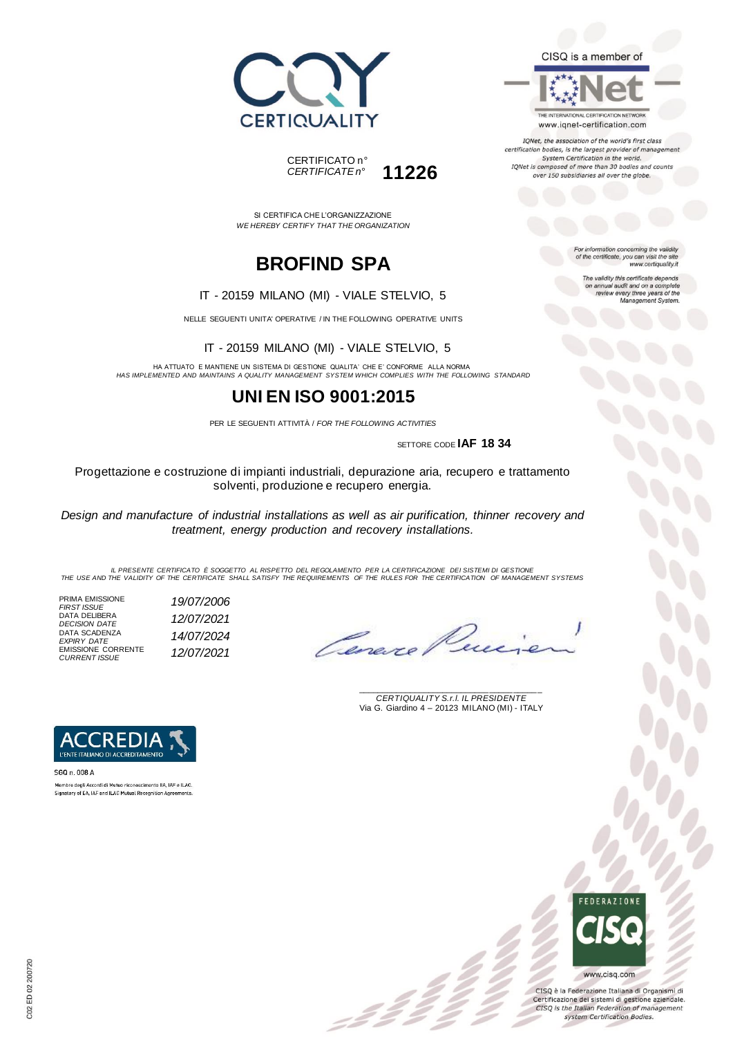CERTIQUALITY

CISQ is a member of

IQNet
THE INTERNATIONAL CERTIFICATION NETWORK
www.iqnet-certification.com

*IQNet, the association of the world's first class certification bodies, is the largest provider of management System Certification in the world. IQNet is composed of more than 30 bodies and counts over 150 subsidiaries all over the globe.*

CERTIFICATO n°
*CERTIFICATE n°* **11226**

SI CERTIFICA CHE L'ORGANIZZAZIONE
*WE HEREBY CERTIFY THAT THE ORGANIZATION*

*For information concerning the validity of the certificate, you can visit the site www.certiquality.it*

*The validity this certificate depends on annual audit and on a complete review every three years of the Management System.*

# BROFIND SPA

IT - 20159 MILANO (MI) - VIALE STELVIO, 5

NELLE SEGUENTI UNITA' OPERATIVE / IN THE FOLLOWING OPERATIVE UNITS

IT - 20159 MILANO (MI) - VIALE STELVIO, 5

HA ATTUATO E MANTIENE UN SISTEMA DI GESTIONE QUALITA' CHE E' CONFORME ALLA NORMA
*HAS IMPLEMENTED AND MAINTAINS A QUALITY MANAGEMENT SYSTEM WHICH COMPLIES WITH THE FOLLOWING STANDARD*

# UNI EN ISO 9001:2015

PER LE SEGUENTI ATTIVITÀ / *FOR THE FOLLOWING ACTIVITIES*

SETTORE CODE **IAF 18 34**

Progettazione e costruzione di impianti industriali, depurazione aria, recupero e trattamento solventi, produzione e recupero energia.

*Design and manufacture of industrial installations as well as air purification, thinner recovery and treatment, energy production and recovery installations.*

*IL PRESENTE CERTIFICATO È SOGGETTO AL RISPETTO DEL REGOLAMENTO PER LA CERTIFICAZIONE DEI SISTEMI DI GESTIONE*
*THE USE AND THE VALIDITY OF THE CERTIFICATE SHALL SATISFY THE REQUIREMENTS OF THE RULES FOR THE CERTIFICATION OF MANAGEMENT SYSTEMS*

| | |
|---|---|
| PRIMA EMISSIONE / *FIRST ISSUE* | *19/07/2006* |
| DATA DELIBERA / *DECISION DATE* | *12/07/2021* |
| DATA SCADENZA / *EXPIRY DATE* | *14/07/2024* |
| EMISSIONE CORRENTE / *CURRENT ISSUE* | *12/07/2021* |

*CERTIQUALITY S.r.l. IL PRESIDENTE*
Via G. Giardino 4 – 20123 MILANO (MI) - ITALY

ACCREDIA
L'ENTE ITALIANO DI ACCREDITAMENTO

SGQ n. 008 A

Membro degli Accordi di Mutuo riconoscimento EA, IAF e ILAC.
Signatory of EA, IAF and ILAC Mutual Recognition Agreements.

FEDERAZIONE CISQ
www.cisq.com

CISQ è la Federazione Italiana di Organismi di Certificazione dei sistemi di gestione aziendale.
*CISQ is the Italian Federation of management system Certification Bodies.*

C02 ED 02 200720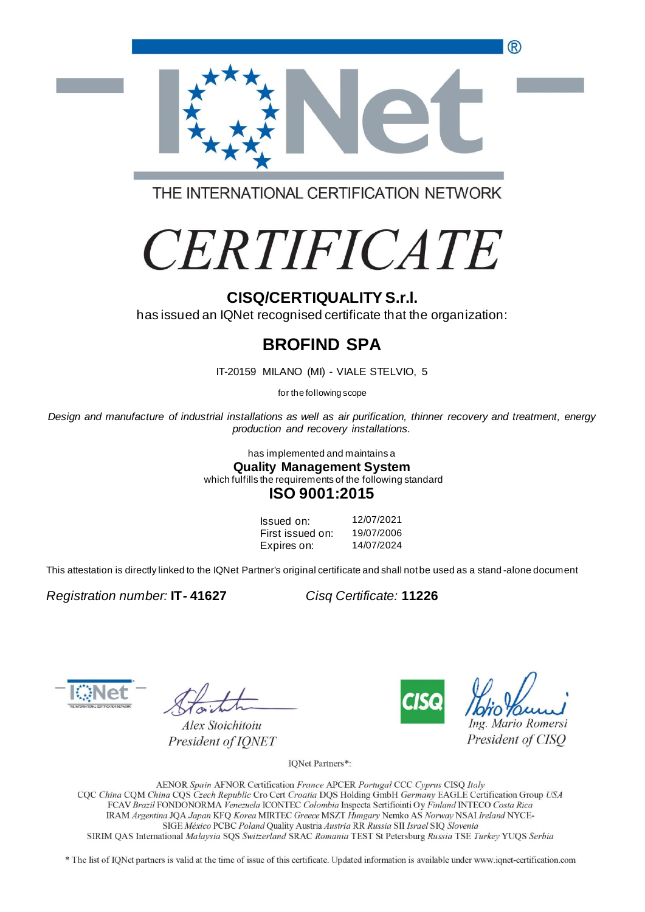THE INTERNATIONAL CERTIFICATION NETWORK

# CERTIFICATE

## CISQ/CERTIQUALITY S.r.l.

has issued an IQNet recognised certificate that the organization:

## BROFIND SPA

IT-20159 MILANO (MI) - VIALE STELVIO, 5

for the following scope

*Design and manufacture of industrial installations as well as air purification, thinner recovery and treatment, energy production and recovery installations.*

has implemented and maintains a

**Quality Management System**

which fulfills the requirements of the following standard

## ISO 9001:2015

| | |
|---|---|
| Issued on: | 12/07/2021 |
| First issued on: | 19/07/2006 |
| Expires on: | 14/07/2024 |

This attestation is directly linked to the IQNet Partner's original certificate and shall not be used as a stand-alone document

*Registration number:* **IT- 41627** *Cisq Certificate:* **11226**

*Alex Stoichitoiu*
*President of IQNET*

*Ing. Mario Romersi*
*President of CISQ*

IQNet Partners*:

AENOR *Spain* AFNOR Certification *France* APCER *Portugal* CCC *Cyprus* CISQ *Italy*
CQC *China* CQM *China* CQS *Czech Republic* Cro Cert *Croatia* DQS Holding GmbH *Germany* EAGLE Certification Group *USA*
FCAV *Brazil* FONDONORMA *Venezuela* ICONTEC *Colombia* Inspecta Sertifiointi Oy *Finland* INTECO *Costa Rica*
IRAM *Argentina* JQA *Japan* KFQ *Korea* MIRTEC *Greece* MSZT *Hungary* Nemko AS *Norway* NSAI *Ireland* NYCE-SIGE *México* PCBC *Poland* Quality Austria *Austria* RR *Russia* SII *Israel* SIQ *Slovenia*
SIRIM QAS International *Malaysia* SQS *Switzerland* SRAC *Romania* TEST St Petersburg *Russia* TSE *Turkey* YUQS *Serbia*

* The list of IQNet partners is valid at the time of issue of this certificate. Updated information is available under www.iqnet-certification.com